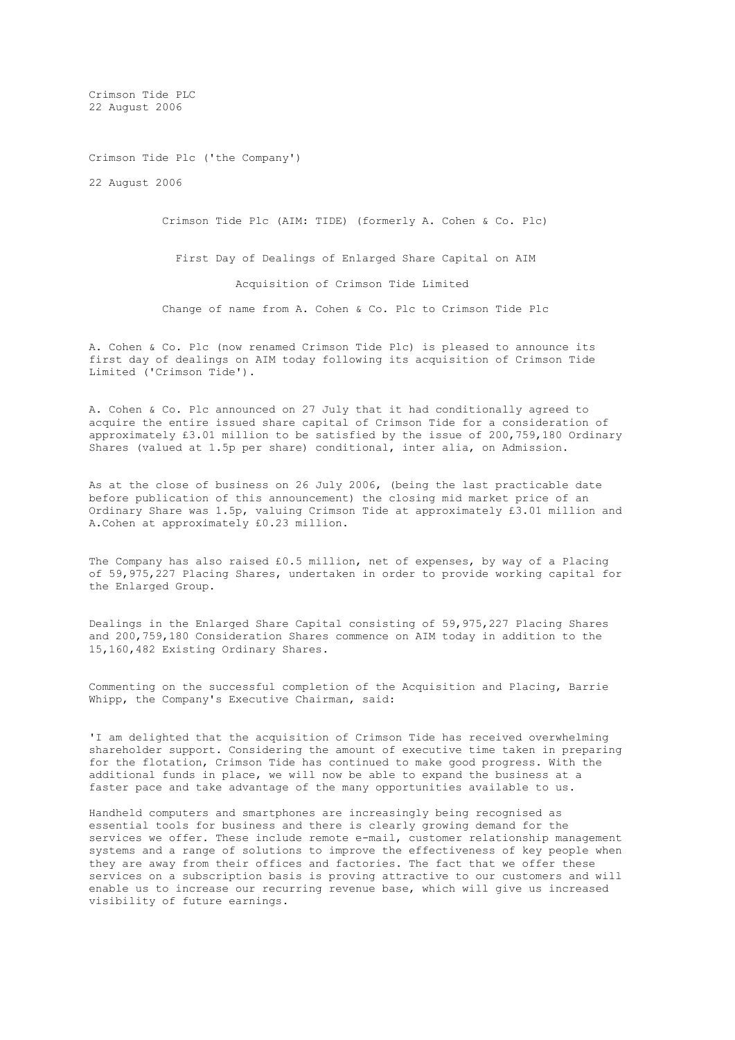Crimson Tide PLC
22 August 2006

Crimson Tide Plc ('the Company')

22 August 2006

# Crimson Tide Plc (AIM: TIDE) (formerly A. Cohen & Co. Plc)

## First Day of Dealings of Enlarged Share Capital on AIM

## Acquisition of Crimson Tide Limited

## Change of name from A. Cohen & Co. Plc to Crimson Tide Plc

A. Cohen & Co. Plc (now renamed Crimson Tide Plc) is pleased to announce its first day of dealings on AIM today following its acquisition of Crimson Tide Limited ('Crimson Tide').

A. Cohen & Co. Plc announced on 27 July that it had conditionally agreed to acquire the entire issued share capital of Crimson Tide for a consideration of approximately £3.01 million to be satisfied by the issue of 200,759,180 Ordinary Shares (valued at 1.5p per share) conditional, inter alia, on Admission.

As at the close of business on 26 July 2006, (being the last practicable date before publication of this announcement) the closing mid market price of an Ordinary Share was 1.5p, valuing Crimson Tide at approximately £3.01 million and A.Cohen at approximately £0.23 million.

The Company has also raised £0.5 million, net of expenses, by way of a Placing of 59,975,227 Placing Shares, undertaken in order to provide working capital for the Enlarged Group.

Dealings in the Enlarged Share Capital consisting of 59,975,227 Placing Shares and 200,759,180 Consideration Shares commence on AIM today in addition to the 15,160,482 Existing Ordinary Shares.

Commenting on the successful completion of the Acquisition and Placing, Barrie Whipp, the Company's Executive Chairman, said:

'I am delighted that the acquisition of Crimson Tide has received overwhelming shareholder support. Considering the amount of executive time taken in preparing for the flotation, Crimson Tide has continued to make good progress. With the additional funds in place, we will now be able to expand the business at a faster pace and take advantage of the many opportunities available to us.

Handheld computers and smartphones are increasingly being recognised as essential tools for business and there is clearly growing demand for the services we offer. These include remote e-mail, customer relationship management systems and a range of solutions to improve the effectiveness of key people when they are away from their offices and factories. The fact that we offer these services on a subscription basis is proving attractive to our customers and will enable us to increase our recurring revenue base, which will give us increased visibility of future earnings.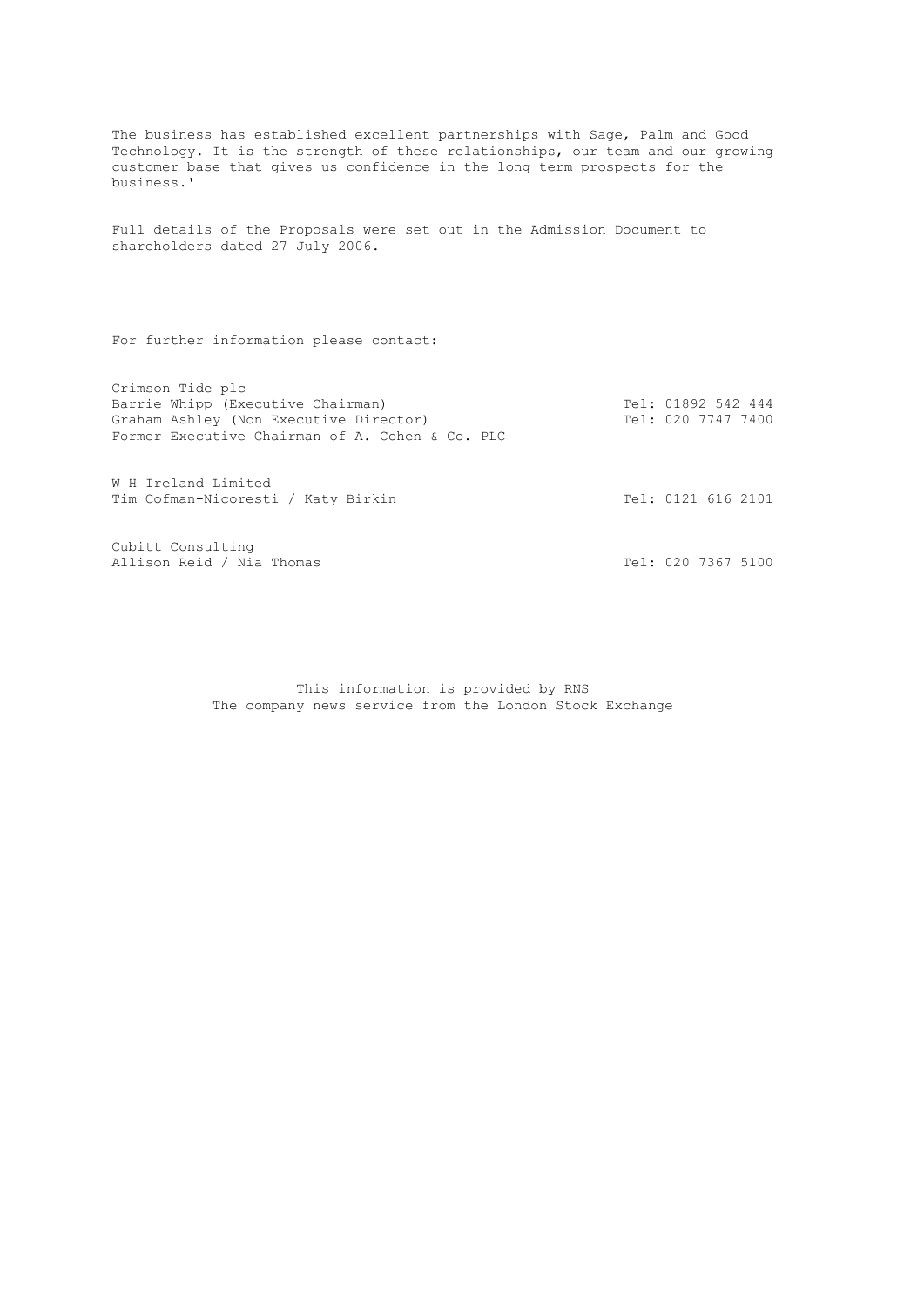The business has established excellent partnerships with Sage, Palm and Good Technology. It is the strength of these relationships, our team and our growing customer base that gives us confidence in the long term prospects for the business.'

Full details of the Proposals were set out in the Admission Document to shareholders dated 27 July 2006.

For further information please contact:

| | |
|---|---|
| Crimson Tide plc | |
| Barrie Whipp (Executive Chairman) | Tel: 01892 542 444 |
| Graham Ashley (Non Executive Director) | Tel: 020 7747 7400 |
| Former Executive Chairman of A. Cohen & Co. PLC | |
| | |
| W H Ireland Limited | |
| Tim Cofman-Nicoresti / Katy Birkin | Tel: 0121 616 2101 |
| | |
| Cubitt Consulting | |
| Allison Reid / Nia Thomas | Tel: 020 7367 5100 |

This information is provided by RNS
The company news service from the London Stock Exchange